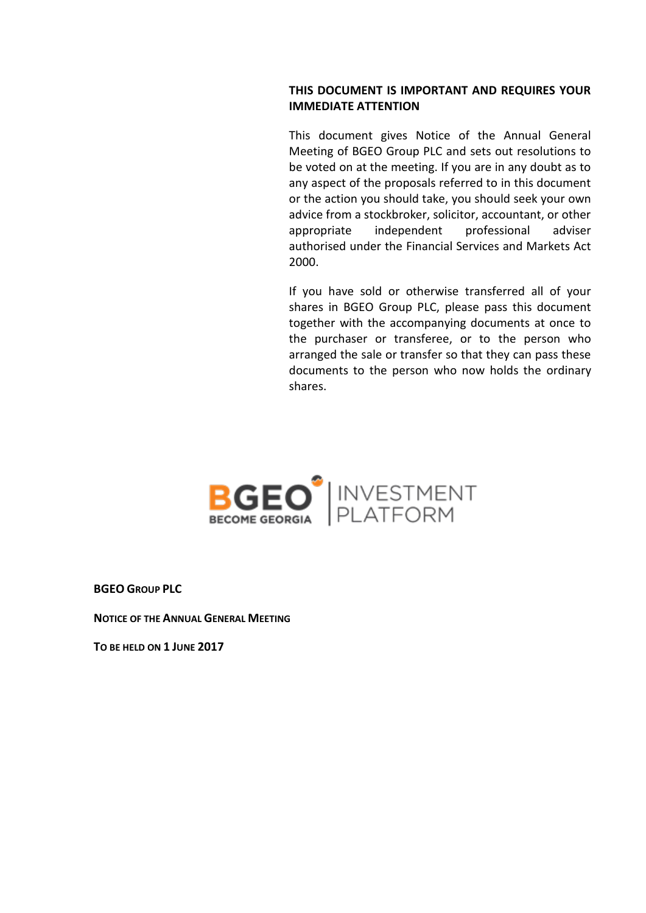**THIS DOCUMENT IS IMPORTANT AND REQUIRES YOUR IMMEDIATE ATTENTION**

This document gives Notice of the Annual General Meeting of BGEO Group PLC and sets out resolutions to be voted on at the meeting. If you are in any doubt as to any aspect of the proposals referred to in this document or the action you should take, you should seek your own advice from a stockbroker, solicitor, accountant, or other appropriate independent professional adviser authorised under the Financial Services and Markets Act 2000.

If you have sold or otherwise transferred all of your shares in BGEO Group PLC, please pass this document together with the accompanying documents at once to the purchaser or transferee, or to the person who arranged the sale or transfer so that they can pass these documents to the person who now holds the ordinary shares.

BGEO BECOME GEORGIA | INVESTMENT PLATFORM

**BGEO GROUP PLC**

**NOTICE OF THE ANNUAL GENERAL MEETING**

**TO BE HELD ON 1 JUNE 2017**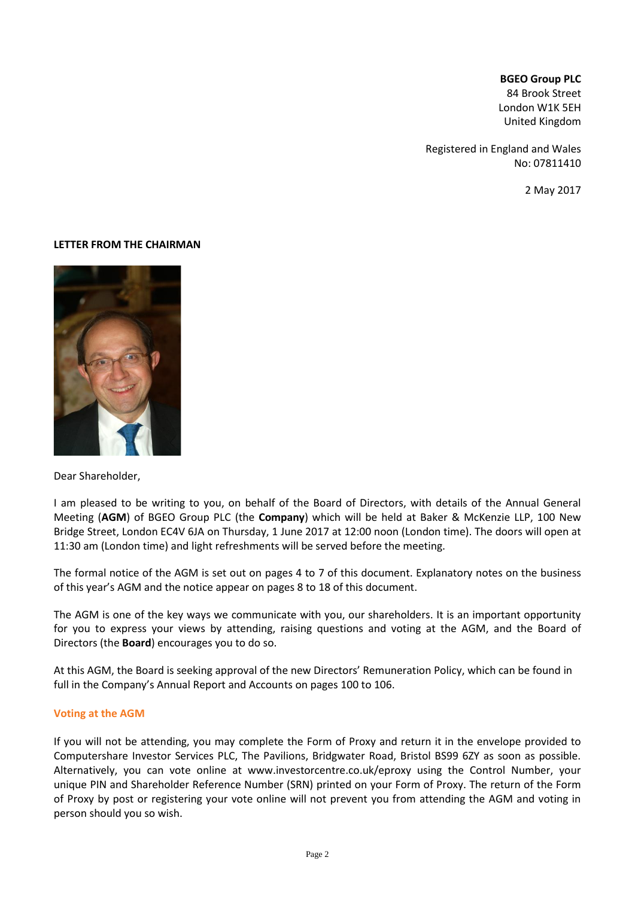**BGEO Group PLC**
84 Brook Street
London W1K 5EH
United Kingdom

Registered in England and Wales
No: 07811410

2 May 2017

## LETTER FROM THE CHAIRMAN

Dear Shareholder,

I am pleased to be writing to you, on behalf of the Board of Directors, with details of the Annual General Meeting (**AGM**) of BGEO Group PLC (the **Company**) which will be held at Baker & McKenzie LLP, 100 New Bridge Street, London EC4V 6JA on Thursday, 1 June 2017 at 12:00 noon (London time). The doors will open at 11:30 am (London time) and light refreshments will be served before the meeting.

The formal notice of the AGM is set out on pages 4 to 7 of this document. Explanatory notes on the business of this year's AGM and the notice appear on pages 8 to 18 of this document.

The AGM is one of the key ways we communicate with you, our shareholders. It is an important opportunity for you to express your views by attending, raising questions and voting at the AGM, and the Board of Directors (the **Board**) encourages you to do so.

At this AGM, the Board is seeking approval of the new Directors' Remuneration Policy, which can be found in full in the Company's Annual Report and Accounts on pages 100 to 106.

### Voting at the AGM

If you will not be attending, you may complete the Form of Proxy and return it in the envelope provided to Computershare Investor Services PLC, The Pavilions, Bridgwater Road, Bristol BS99 6ZY as soon as possible. Alternatively, you can vote online at www.investorcentre.co.uk/eproxy using the Control Number, your unique PIN and Shareholder Reference Number (SRN) printed on your Form of Proxy. The return of the Form of Proxy by post or registering your vote online will not prevent you from attending the AGM and voting in person should you so wish.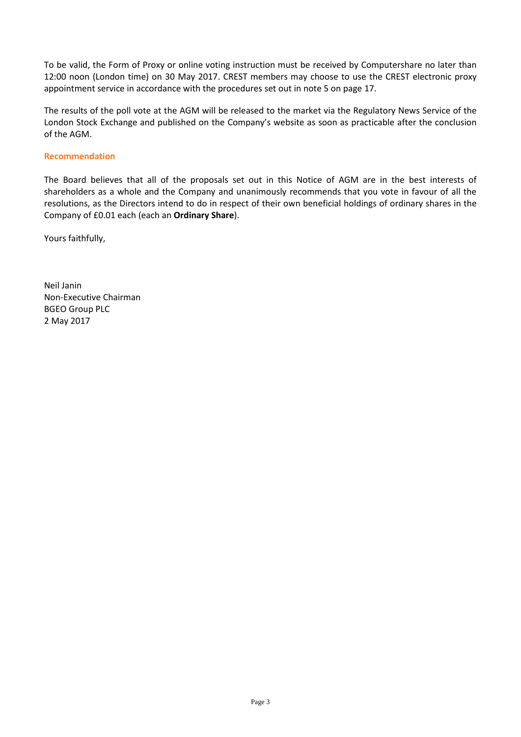To be valid, the Form of Proxy or online voting instruction must be received by Computershare no later than 12:00 noon (London time) on 30 May 2017. CREST members may choose to use the CREST electronic proxy appointment service in accordance with the procedures set out in note 5 on page 17.

The results of the poll vote at the AGM will be released to the market via the Regulatory News Service of the London Stock Exchange and published on the Company's website as soon as practicable after the conclusion of the AGM.

### Recommendation

The Board believes that all of the proposals set out in this Notice of AGM are in the best interests of shareholders as a whole and the Company and unanimously recommends that you vote in favour of all the resolutions, as the Directors intend to do in respect of their own beneficial holdings of ordinary shares in the Company of £0.01 each (each an **Ordinary Share**).

Yours faithfully,

Neil Janin
Non-Executive Chairman
BGEO Group PLC
2 May 2017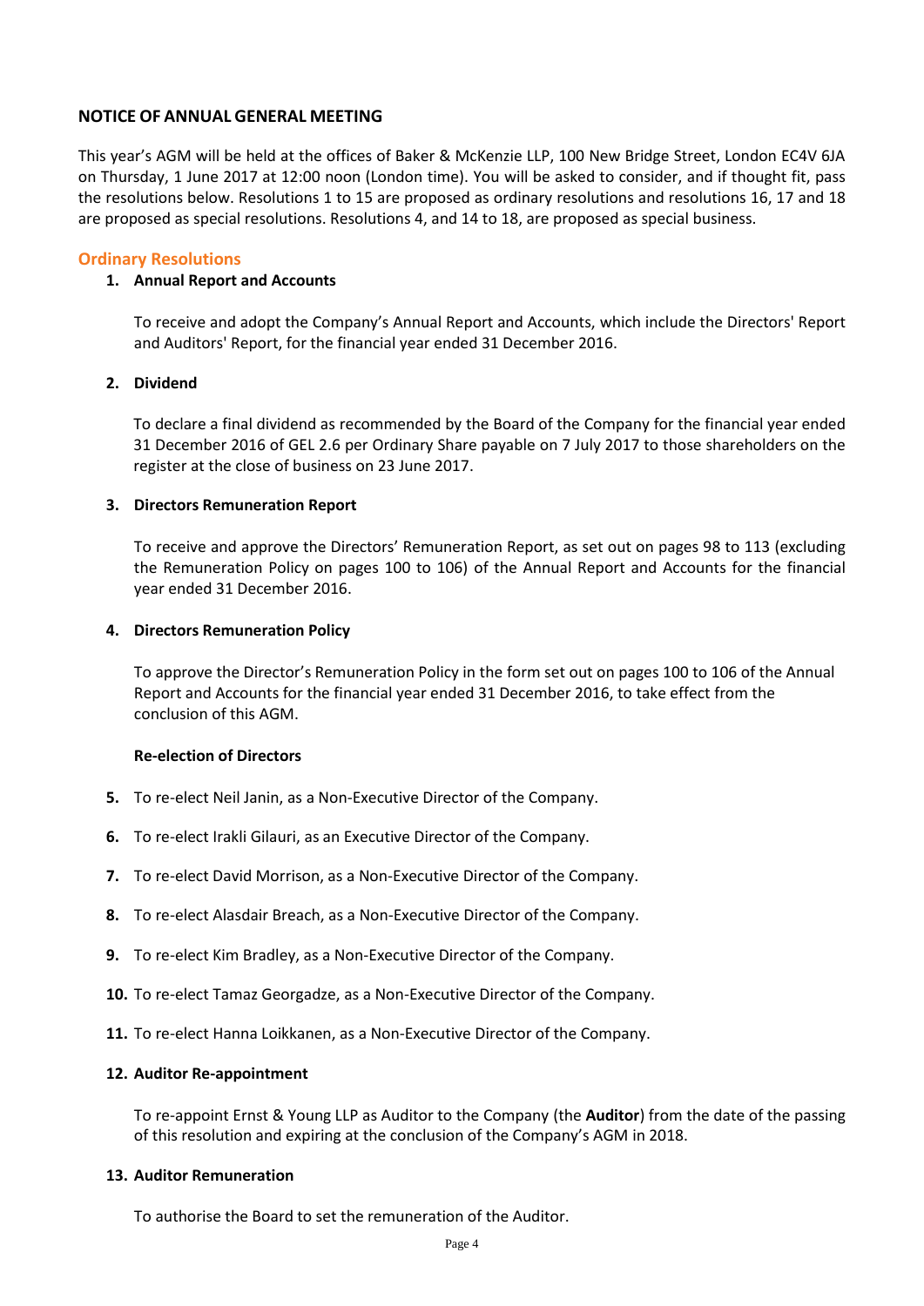## NOTICE OF ANNUAL GENERAL MEETING

This year's AGM will be held at the offices of Baker & McKenzie LLP, 100 New Bridge Street, London EC4V 6JA on Thursday, 1 June 2017 at 12:00 noon (London time). You will be asked to consider, and if thought fit, pass the resolutions below. Resolutions 1 to 15 are proposed as ordinary resolutions and resolutions 16, 17 and 18 are proposed as special resolutions. Resolutions 4, and 14 to 18, are proposed as special business.

### Ordinary Resolutions

1. **Annual Report and Accounts**

   To receive and adopt the Company's Annual Report and Accounts, which include the Directors' Report and Auditors' Report, for the financial year ended 31 December 2016.

2. **Dividend**

   To declare a final dividend as recommended by the Board of the Company for the financial year ended 31 December 2016 of GEL 2.6 per Ordinary Share payable on 7 July 2017 to those shareholders on the register at the close of business on 23 June 2017.

3. **Directors Remuneration Report**

   To receive and approve the Directors' Remuneration Report, as set out on pages 98 to 113 (excluding the Remuneration Policy on pages 100 to 106) of the Annual Report and Accounts for the financial year ended 31 December 2016.

4. **Directors Remuneration Policy**

   To approve the Director's Remuneration Policy in the form set out on pages 100 to 106 of the Annual Report and Accounts for the financial year ended 31 December 2016, to take effect from the conclusion of this AGM.

   **Re-election of Directors**

5. To re-elect Neil Janin, as a Non-Executive Director of the Company.
6. To re-elect Irakli Gilauri, as an Executive Director of the Company.
7. To re-elect David Morrison, as a Non-Executive Director of the Company.
8. To re-elect Alasdair Breach, as a Non-Executive Director of the Company.
9. To re-elect Kim Bradley, as a Non-Executive Director of the Company.
10. To re-elect Tamaz Georgadze, as a Non-Executive Director of the Company.
11. To re-elect Hanna Loikkanen, as a Non-Executive Director of the Company.
12. **Auditor Re-appointment**

    To re-appoint Ernst & Young LLP as Auditor to the Company (the **Auditor**) from the date of the passing of this resolution and expiring at the conclusion of the Company's AGM in 2018.

13. **Auditor Remuneration**

    To authorise the Board to set the remuneration of the Auditor.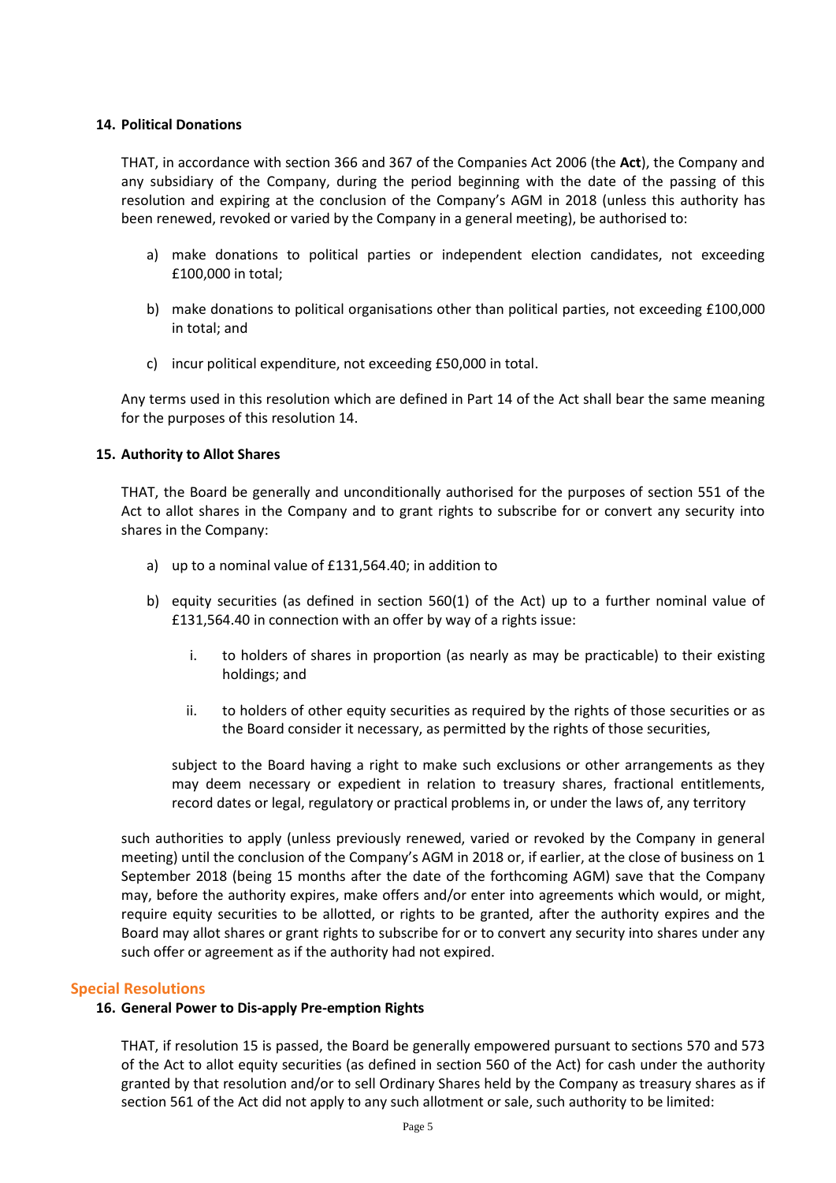### 14. Political Donations

THAT, in accordance with section 366 and 367 of the Companies Act 2006 (the **Act**), the Company and any subsidiary of the Company, during the period beginning with the date of the passing of this resolution and expiring at the conclusion of the Company's AGM in 2018 (unless this authority has been renewed, revoked or varied by the Company in a general meeting), be authorised to:

a) make donations to political parties or independent election candidates, not exceeding £100,000 in total;

b) make donations to political organisations other than political parties, not exceeding £100,000 in total; and

c) incur political expenditure, not exceeding £50,000 in total.

Any terms used in this resolution which are defined in Part 14 of the Act shall bear the same meaning for the purposes of this resolution 14.

### 15. Authority to Allot Shares

THAT, the Board be generally and unconditionally authorised for the purposes of section 551 of the Act to allot shares in the Company and to grant rights to subscribe for or convert any security into shares in the Company:

a) up to a nominal value of £131,564.40; in addition to

b) equity securities (as defined in section 560(1) of the Act) up to a further nominal value of £131,564.40 in connection with an offer by way of a rights issue:

   i. to holders of shares in proportion (as nearly as may be practicable) to their existing holdings; and

   ii. to holders of other equity securities as required by the rights of those securities or as the Board consider it necessary, as permitted by the rights of those securities,

   subject to the Board having a right to make such exclusions or other arrangements as they may deem necessary or expedient in relation to treasury shares, fractional entitlements, record dates or legal, regulatory or practical problems in, or under the laws of, any territory

such authorities to apply (unless previously renewed, varied or revoked by the Company in general meeting) until the conclusion of the Company's AGM in 2018 or, if earlier, at the close of business on 1 September 2018 (being 15 months after the date of the forthcoming AGM) save that the Company may, before the authority expires, make offers and/or enter into agreements which would, or might, require equity securities to be allotted, or rights to be granted, after the authority expires and the Board may allot shares or grant rights to subscribe for or to convert any security into shares under any such offer or agreement as if the authority had not expired.

## Special Resolutions

### 16. General Power to Dis-apply Pre-emption Rights

THAT, if resolution 15 is passed, the Board be generally empowered pursuant to sections 570 and 573 of the Act to allot equity securities (as defined in section 560 of the Act) for cash under the authority granted by that resolution and/or to sell Ordinary Shares held by the Company as treasury shares as if section 561 of the Act did not apply to any such allotment or sale, such authority to be limited: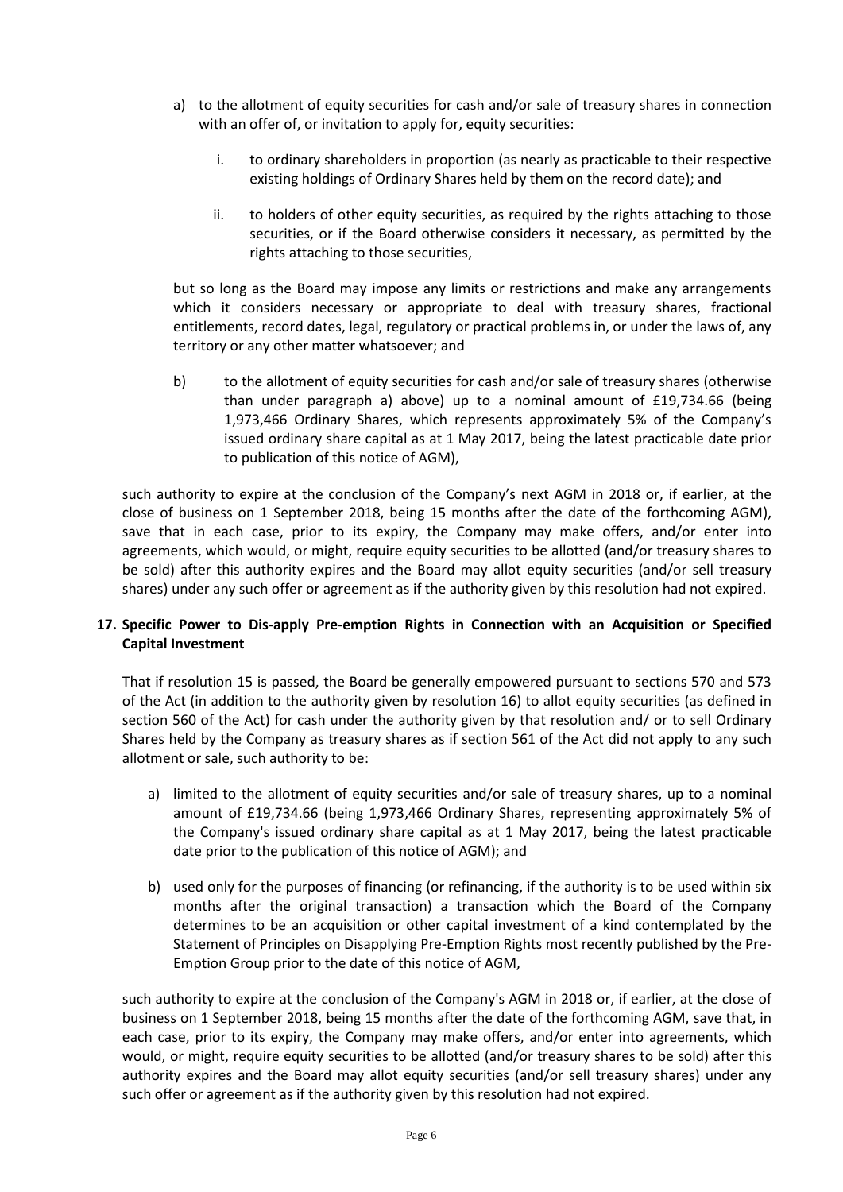a) to the allotment of equity securities for cash and/or sale of treasury shares in connection with an offer of, or invitation to apply for, equity securities:

   i. to ordinary shareholders in proportion (as nearly as practicable to their respective existing holdings of Ordinary Shares held by them on the record date); and

   ii. to holders of other equity securities, as required by the rights attaching to those securities, or if the Board otherwise considers it necessary, as permitted by the rights attaching to those securities,

   but so long as the Board may impose any limits or restrictions and make any arrangements which it considers necessary or appropriate to deal with treasury shares, fractional entitlements, record dates, legal, regulatory or practical problems in, or under the laws of, any territory or any other matter whatsoever; and

b) to the allotment of equity securities for cash and/or sale of treasury shares (otherwise than under paragraph a) above) up to a nominal amount of £19,734.66 (being 1,973,466 Ordinary Shares, which represents approximately 5% of the Company's issued ordinary share capital as at 1 May 2017, being the latest practicable date prior to publication of this notice of AGM),

such authority to expire at the conclusion of the Company's next AGM in 2018 or, if earlier, at the close of business on 1 September 2018, being 15 months after the date of the forthcoming AGM), save that in each case, prior to its expiry, the Company may make offers, and/or enter into agreements, which would, or might, require equity securities to be allotted (and/or treasury shares to be sold) after this authority expires and the Board may allot equity securities (and/or sell treasury shares) under any such offer or agreement as if the authority given by this resolution had not expired.

**17. Specific Power to Dis-apply Pre-emption Rights in Connection with an Acquisition or Specified Capital Investment**

That if resolution 15 is passed, the Board be generally empowered pursuant to sections 570 and 573 of the Act (in addition to the authority given by resolution 16) to allot equity securities (as defined in section 560 of the Act) for cash under the authority given by that resolution and/ or to sell Ordinary Shares held by the Company as treasury shares as if section 561 of the Act did not apply to any such allotment or sale, such authority to be:

a) limited to the allotment of equity securities and/or sale of treasury shares, up to a nominal amount of £19,734.66 (being 1,973,466 Ordinary Shares, representing approximately 5% of the Company's issued ordinary share capital as at 1 May 2017, being the latest practicable date prior to the publication of this notice of AGM); and

b) used only for the purposes of financing (or refinancing, if the authority is to be used within six months after the original transaction) a transaction which the Board of the Company determines to be an acquisition or other capital investment of a kind contemplated by the Statement of Principles on Disapplying Pre-Emption Rights most recently published by the Pre-Emption Group prior to the date of this notice of AGM,

such authority to expire at the conclusion of the Company's AGM in 2018 or, if earlier, at the close of business on 1 September 2018, being 15 months after the date of the forthcoming AGM, save that, in each case, prior to its expiry, the Company may make offers, and/or enter into agreements, which would, or might, require equity securities to be allotted (and/or treasury shares to be sold) after this authority expires and the Board may allot equity securities (and/or sell treasury shares) under any such offer or agreement as if the authority given by this resolution had not expired.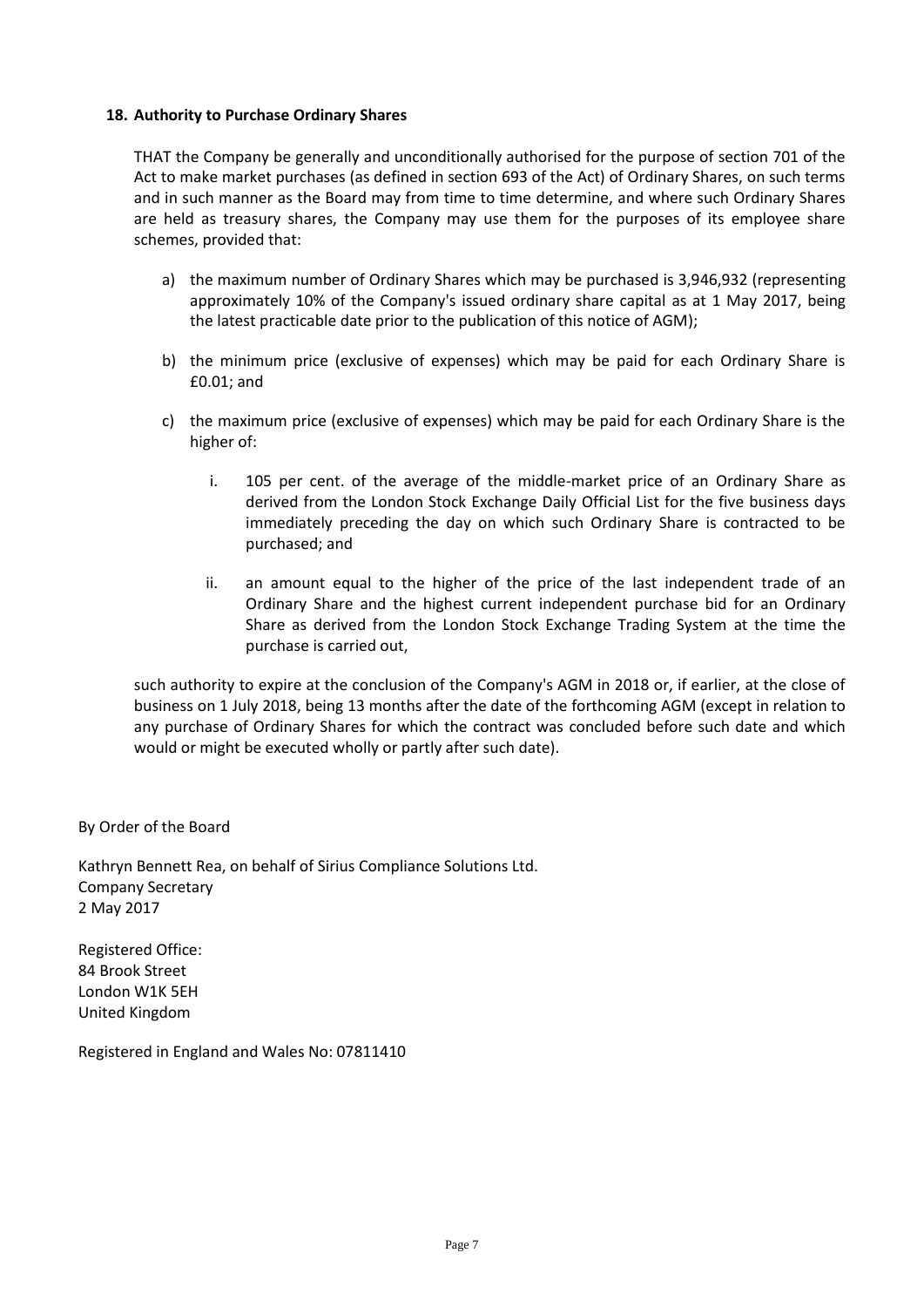**18. Authority to Purchase Ordinary Shares**

THAT the Company be generally and unconditionally authorised for the purpose of section 701 of the Act to make market purchases (as defined in section 693 of the Act) of Ordinary Shares, on such terms and in such manner as the Board may from time to time determine, and where such Ordinary Shares are held as treasury shares, the Company may use them for the purposes of its employee share schemes, provided that:

a) the maximum number of Ordinary Shares which may be purchased is 3,946,932 (representing approximately 10% of the Company's issued ordinary share capital as at 1 May 2017, being the latest practicable date prior to the publication of this notice of AGM);

b) the minimum price (exclusive of expenses) which may be paid for each Ordinary Share is £0.01; and

c) the maximum price (exclusive of expenses) which may be paid for each Ordinary Share is the higher of:

   i. 105 per cent. of the average of the middle-market price of an Ordinary Share as derived from the London Stock Exchange Daily Official List for the five business days immediately preceding the day on which such Ordinary Share is contracted to be purchased; and

   ii. an amount equal to the higher of the price of the last independent trade of an Ordinary Share and the highest current independent purchase bid for an Ordinary Share as derived from the London Stock Exchange Trading System at the time the purchase is carried out,

such authority to expire at the conclusion of the Company's AGM in 2018 or, if earlier, at the close of business on 1 July 2018, being 13 months after the date of the forthcoming AGM (except in relation to any purchase of Ordinary Shares for which the contract was concluded before such date and which would or might be executed wholly or partly after such date).

By Order of the Board

Kathryn Bennett Rea, on behalf of Sirius Compliance Solutions Ltd.
Company Secretary
2 May 2017

Registered Office:
84 Brook Street
London W1K 5EH
United Kingdom

Registered in England and Wales No: 07811410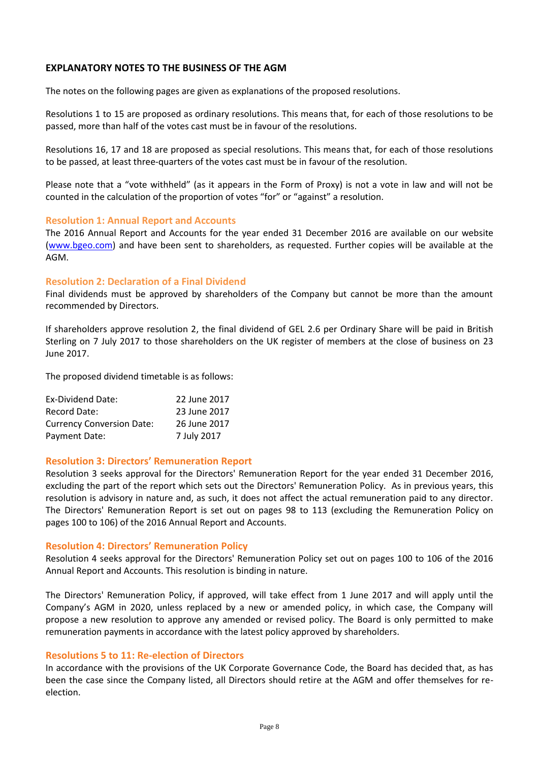## EXPLANATORY NOTES TO THE BUSINESS OF THE AGM

The notes on the following pages are given as explanations of the proposed resolutions.

Resolutions 1 to 15 are proposed as ordinary resolutions. This means that, for each of those resolutions to be passed, more than half of the votes cast must be in favour of the resolutions.

Resolutions 16, 17 and 18 are proposed as special resolutions. This means that, for each of those resolutions to be passed, at least three-quarters of the votes cast must be in favour of the resolution.

Please note that a "vote withheld" (as it appears in the Form of Proxy) is not a vote in law and will not be counted in the calculation of the proportion of votes "for" or "against" a resolution.

### Resolution 1: Annual Report and Accounts

The 2016 Annual Report and Accounts for the year ended 31 December 2016 are available on our website (www.bgeo.com) and have been sent to shareholders, as requested. Further copies will be available at the AGM.

### Resolution 2: Declaration of a Final Dividend

Final dividends must be approved by shareholders of the Company but cannot be more than the amount recommended by Directors.

If shareholders approve resolution 2, the final dividend of GEL 2.6 per Ordinary Share will be paid in British Sterling on 7 July 2017 to those shareholders on the UK register of members at the close of business on 23 June 2017.

The proposed dividend timetable is as follows:

| | |
|---|---|
| Ex-Dividend Date: | 22 June 2017 |
| Record Date: | 23 June 2017 |
| Currency Conversion Date: | 26 June 2017 |
| Payment Date: | 7 July 2017 |

### Resolution 3: Directors' Remuneration Report

Resolution 3 seeks approval for the Directors' Remuneration Report for the year ended 31 December 2016, excluding the part of the report which sets out the Directors' Remuneration Policy. As in previous years, this resolution is advisory in nature and, as such, it does not affect the actual remuneration paid to any director. The Directors' Remuneration Report is set out on pages 98 to 113 (excluding the Remuneration Policy on pages 100 to 106) of the 2016 Annual Report and Accounts.

### Resolution 4: Directors' Remuneration Policy

Resolution 4 seeks approval for the Directors' Remuneration Policy set out on pages 100 to 106 of the 2016 Annual Report and Accounts. This resolution is binding in nature.

The Directors' Remuneration Policy, if approved, will take effect from 1 June 2017 and will apply until the Company's AGM in 2020, unless replaced by a new or amended policy, in which case, the Company will propose a new resolution to approve any amended or revised policy. The Board is only permitted to make remuneration payments in accordance with the latest policy approved by shareholders.

### Resolutions 5 to 11: Re-election of Directors

In accordance with the provisions of the UK Corporate Governance Code, the Board has decided that, as has been the case since the Company listed, all Directors should retire at the AGM and offer themselves for re-election.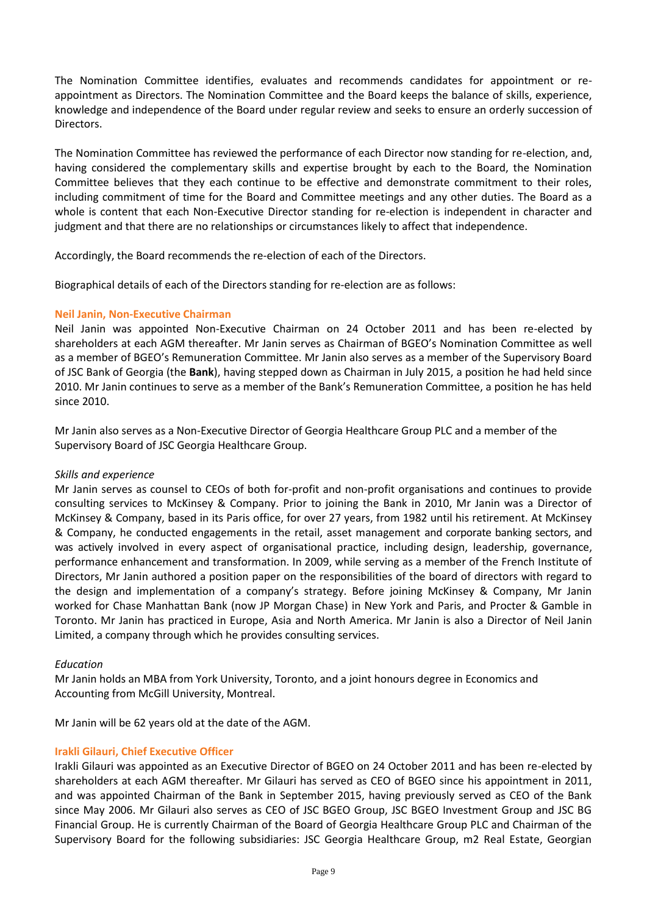The Nomination Committee identifies, evaluates and recommends candidates for appointment or re-appointment as Directors. The Nomination Committee and the Board keeps the balance of skills, experience, knowledge and independence of the Board under regular review and seeks to ensure an orderly succession of Directors.

The Nomination Committee has reviewed the performance of each Director now standing for re-election, and, having considered the complementary skills and expertise brought by each to the Board, the Nomination Committee believes that they each continue to be effective and demonstrate commitment to their roles, including commitment of time for the Board and Committee meetings and any other duties. The Board as a whole is content that each Non-Executive Director standing for re-election is independent in character and judgment and that there are no relationships or circumstances likely to affect that independence.

Accordingly, the Board recommends the re-election of each of the Directors.

Biographical details of each of the Directors standing for re-election are as follows:

### Neil Janin, Non-Executive Chairman

Neil Janin was appointed Non-Executive Chairman on 24 October 2011 and has been re-elected by shareholders at each AGM thereafter. Mr Janin serves as Chairman of BGEO's Nomination Committee as well as a member of BGEO's Remuneration Committee. Mr Janin also serves as a member of the Supervisory Board of JSC Bank of Georgia (the **Bank**), having stepped down as Chairman in July 2015, a position he had held since 2010. Mr Janin continues to serve as a member of the Bank's Remuneration Committee, a position he has held since 2010.

Mr Janin also serves as a Non-Executive Director of Georgia Healthcare Group PLC and a member of the Supervisory Board of JSC Georgia Healthcare Group.

*Skills and experience*

Mr Janin serves as counsel to CEOs of both for-profit and non-profit organisations and continues to provide consulting services to McKinsey & Company. Prior to joining the Bank in 2010, Mr Janin was a Director of McKinsey & Company, based in its Paris office, for over 27 years, from 1982 until his retirement. At McKinsey & Company, he conducted engagements in the retail, asset management and corporate banking sectors, and was actively involved in every aspect of organisational practice, including design, leadership, governance, performance enhancement and transformation. In 2009, while serving as a member of the French Institute of Directors, Mr Janin authored a position paper on the responsibilities of the board of directors with regard to the design and implementation of a company's strategy. Before joining McKinsey & Company, Mr Janin worked for Chase Manhattan Bank (now JP Morgan Chase) in New York and Paris, and Procter & Gamble in Toronto. Mr Janin has practiced in Europe, Asia and North America. Mr Janin is also a Director of Neil Janin Limited, a company through which he provides consulting services.

*Education*

Mr Janin holds an MBA from York University, Toronto, and a joint honours degree in Economics and Accounting from McGill University, Montreal.

Mr Janin will be 62 years old at the date of the AGM.

### Irakli Gilauri, Chief Executive Officer

Irakli Gilauri was appointed as an Executive Director of BGEO on 24 October 2011 and has been re-elected by shareholders at each AGM thereafter. Mr Gilauri has served as CEO of BGEO since his appointment in 2011, and was appointed Chairman of the Bank in September 2015, having previously served as CEO of the Bank since May 2006. Mr Gilauri also serves as CEO of JSC BGEO Group, JSC BGEO Investment Group and JSC BG Financial Group. He is currently Chairman of the Board of Georgia Healthcare Group PLC and Chairman of the Supervisory Board for the following subsidiaries: JSC Georgia Healthcare Group, m2 Real Estate, Georgian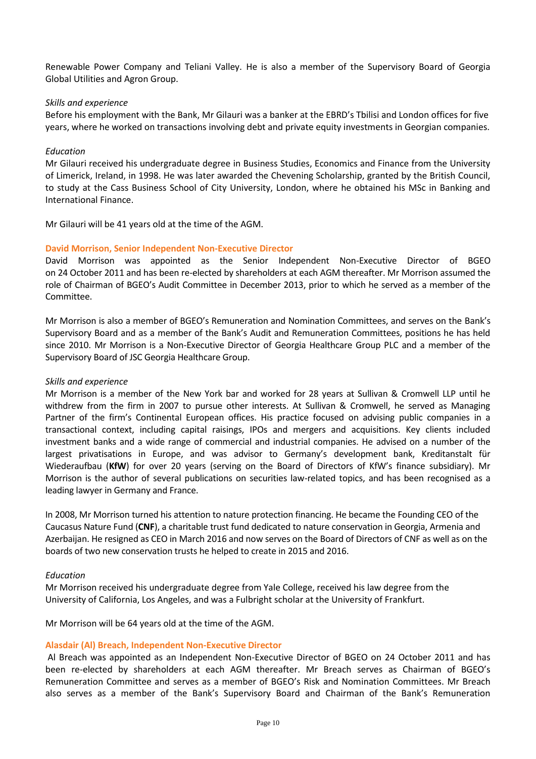Renewable Power Company and Teliani Valley. He is also a member of the Supervisory Board of Georgia Global Utilities and Agron Group.

*Skills and experience*

Before his employment with the Bank, Mr Gilauri was a banker at the EBRD's Tbilisi and London offices for five years, where he worked on transactions involving debt and private equity investments in Georgian companies.

*Education*

Mr Gilauri received his undergraduate degree in Business Studies, Economics and Finance from the University of Limerick, Ireland, in 1998. He was later awarded the Chevening Scholarship, granted by the British Council, to study at the Cass Business School of City University, London, where he obtained his MSc in Banking and International Finance.

Mr Gilauri will be 41 years old at the time of the AGM.

### David Morrison, Senior Independent Non-Executive Director

David Morrison was appointed as the Senior Independent Non-Executive Director of BGEO on 24 October 2011 and has been re-elected by shareholders at each AGM thereafter. Mr Morrison assumed the role of Chairman of BGEO's Audit Committee in December 2013, prior to which he served as a member of the Committee.

Mr Morrison is also a member of BGEO's Remuneration and Nomination Committees, and serves on the Bank's Supervisory Board and as a member of the Bank's Audit and Remuneration Committees, positions he has held since 2010. Mr Morrison is a Non-Executive Director of Georgia Healthcare Group PLC and a member of the Supervisory Board of JSC Georgia Healthcare Group.

*Skills and experience*

Mr Morrison is a member of the New York bar and worked for 28 years at Sullivan & Cromwell LLP until he withdrew from the firm in 2007 to pursue other interests. At Sullivan & Cromwell, he served as Managing Partner of the firm's Continental European offices. His practice focused on advising public companies in a transactional context, including capital raisings, IPOs and mergers and acquisitions. Key clients included investment banks and a wide range of commercial and industrial companies. He advised on a number of the largest privatisations in Europe, and was advisor to Germany's development bank, Kreditanstalt für Wiederaufbau (**KfW**) for over 20 years (serving on the Board of Directors of KfW's finance subsidiary). Mr Morrison is the author of several publications on securities law-related topics, and has been recognised as a leading lawyer in Germany and France.

In 2008, Mr Morrison turned his attention to nature protection financing. He became the Founding CEO of the Caucasus Nature Fund (**CNF**), a charitable trust fund dedicated to nature conservation in Georgia, Armenia and Azerbaijan. He resigned as CEO in March 2016 and now serves on the Board of Directors of CNF as well as on the boards of two new conservation trusts he helped to create in 2015 and 2016.

*Education*

Mr Morrison received his undergraduate degree from Yale College, received his law degree from the University of California, Los Angeles, and was a Fulbright scholar at the University of Frankfurt.

Mr Morrison will be 64 years old at the time of the AGM.

### Alasdair (Al) Breach, Independent Non-Executive Director

Al Breach was appointed as an Independent Non-Executive Director of BGEO on 24 October 2011 and has been re-elected by shareholders at each AGM thereafter. Mr Breach serves as Chairman of BGEO's Remuneration Committee and serves as a member of BGEO's Risk and Nomination Committees. Mr Breach also serves as a member of the Bank's Supervisory Board and Chairman of the Bank's Remuneration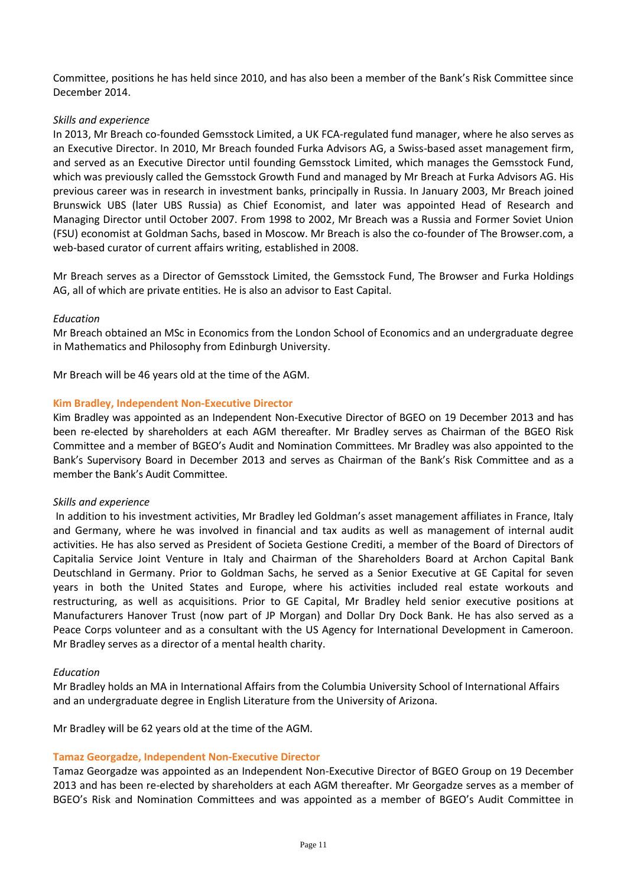Committee, positions he has held since 2010, and has also been a member of the Bank's Risk Committee since December 2014.

*Skills and experience*

In 2013, Mr Breach co-founded Gemsstock Limited, a UK FCA-regulated fund manager, where he also serves as an Executive Director. In 2010, Mr Breach founded Furka Advisors AG, a Swiss-based asset management firm, and served as an Executive Director until founding Gemsstock Limited, which manages the Gemsstock Fund, which was previously called the Gemsstock Growth Fund and managed by Mr Breach at Furka Advisors AG. His previous career was in research in investment banks, principally in Russia. In January 2003, Mr Breach joined Brunswick UBS (later UBS Russia) as Chief Economist, and later was appointed Head of Research and Managing Director until October 2007. From 1998 to 2002, Mr Breach was a Russia and Former Soviet Union (FSU) economist at Goldman Sachs, based in Moscow. Mr Breach is also the co-founder of The Browser.com, a web-based curator of current affairs writing, established in 2008.

Mr Breach serves as a Director of Gemsstock Limited, the Gemsstock Fund, The Browser and Furka Holdings AG, all of which are private entities. He is also an advisor to East Capital.

*Education*

Mr Breach obtained an MSc in Economics from the London School of Economics and an undergraduate degree in Mathematics and Philosophy from Edinburgh University.

Mr Breach will be 46 years old at the time of the AGM.

**Kim Bradley, Independent Non-Executive Director**

Kim Bradley was appointed as an Independent Non-Executive Director of BGEO on 19 December 2013 and has been re-elected by shareholders at each AGM thereafter. Mr Bradley serves as Chairman of the BGEO Risk Committee and a member of BGEO's Audit and Nomination Committees. Mr Bradley was also appointed to the Bank's Supervisory Board in December 2013 and serves as Chairman of the Bank's Risk Committee and as a member the Bank's Audit Committee.

*Skills and experience*

In addition to his investment activities, Mr Bradley led Goldman's asset management affiliates in France, Italy and Germany, where he was involved in financial and tax audits as well as management of internal audit activities. He has also served as President of Societa Gestione Crediti, a member of the Board of Directors of Capitalia Service Joint Venture in Italy and Chairman of the Shareholders Board at Archon Capital Bank Deutschland in Germany. Prior to Goldman Sachs, he served as a Senior Executive at GE Capital for seven years in both the United States and Europe, where his activities included real estate workouts and restructuring, as well as acquisitions. Prior to GE Capital, Mr Bradley held senior executive positions at Manufacturers Hanover Trust (now part of JP Morgan) and Dollar Dry Dock Bank. He has also served as a Peace Corps volunteer and as a consultant with the US Agency for International Development in Cameroon. Mr Bradley serves as a director of a mental health charity.

*Education*

Mr Bradley holds an MA in International Affairs from the Columbia University School of International Affairs and an undergraduate degree in English Literature from the University of Arizona.

Mr Bradley will be 62 years old at the time of the AGM.

**Tamaz Georgadze, Independent Non-Executive Director**

Tamaz Georgadze was appointed as an Independent Non-Executive Director of BGEO Group on 19 December 2013 and has been re-elected by shareholders at each AGM thereafter. Mr Georgadze serves as a member of BGEO's Risk and Nomination Committees and was appointed as a member of BGEO's Audit Committee in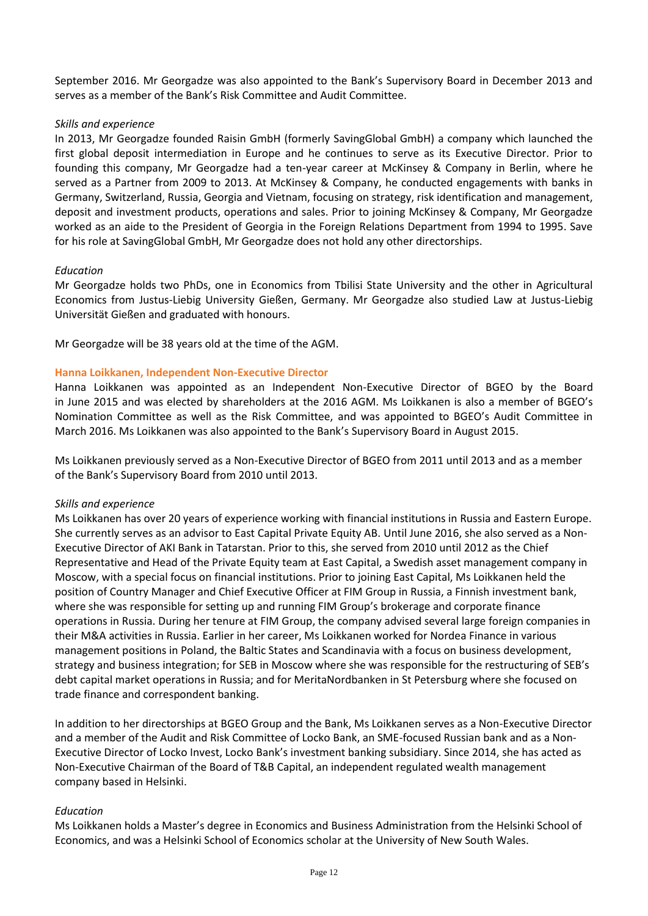September 2016. Mr Georgadze was also appointed to the Bank's Supervisory Board in December 2013 and serves as a member of the Bank's Risk Committee and Audit Committee.

*Skills and experience*

In 2013, Mr Georgadze founded Raisin GmbH (formerly SavingGlobal GmbH) a company which launched the first global deposit intermediation in Europe and he continues to serve as its Executive Director. Prior to founding this company, Mr Georgadze had a ten-year career at McKinsey & Company in Berlin, where he served as a Partner from 2009 to 2013. At McKinsey & Company, he conducted engagements with banks in Germany, Switzerland, Russia, Georgia and Vietnam, focusing on strategy, risk identification and management, deposit and investment products, operations and sales. Prior to joining McKinsey & Company, Mr Georgadze worked as an aide to the President of Georgia in the Foreign Relations Department from 1994 to 1995. Save for his role at SavingGlobal GmbH, Mr Georgadze does not hold any other directorships.

*Education*

Mr Georgadze holds two PhDs, one in Economics from Tbilisi State University and the other in Agricultural Economics from Justus-Liebig University Gießen, Germany. Mr Georgadze also studied Law at Justus-Liebig Universität Gießen and graduated with honours.

Mr Georgadze will be 38 years old at the time of the AGM.

**Hanna Loikkanen, Independent Non-Executive Director**

Hanna Loikkanen was appointed as an Independent Non-Executive Director of BGEO by the Board in June 2015 and was elected by shareholders at the 2016 AGM. Ms Loikkanen is also a member of BGEO's Nomination Committee as well as the Risk Committee, and was appointed to BGEO's Audit Committee in March 2016. Ms Loikkanen was also appointed to the Bank's Supervisory Board in August 2015.

Ms Loikkanen previously served as a Non-Executive Director of BGEO from 2011 until 2013 and as a member of the Bank's Supervisory Board from 2010 until 2013.

*Skills and experience*

Ms Loikkanen has over 20 years of experience working with financial institutions in Russia and Eastern Europe. She currently serves as an advisor to East Capital Private Equity AB. Until June 2016, she also served as a Non-Executive Director of AKI Bank in Tatarstan. Prior to this, she served from 2010 until 2012 as the Chief Representative and Head of the Private Equity team at East Capital, a Swedish asset management company in Moscow, with a special focus on financial institutions. Prior to joining East Capital, Ms Loikkanen held the position of Country Manager and Chief Executive Officer at FIM Group in Russia, a Finnish investment bank, where she was responsible for setting up and running FIM Group's brokerage and corporate finance operations in Russia. During her tenure at FIM Group, the company advised several large foreign companies in their M&A activities in Russia. Earlier in her career, Ms Loikkanen worked for Nordea Finance in various management positions in Poland, the Baltic States and Scandinavia with a focus on business development, strategy and business integration; for SEB in Moscow where she was responsible for the restructuring of SEB's debt capital market operations in Russia; and for MeritaNordbanken in St Petersburg where she focused on trade finance and correspondent banking.

In addition to her directorships at BGEO Group and the Bank, Ms Loikkanen serves as a Non-Executive Director and a member of the Audit and Risk Committee of Locko Bank, an SME-focused Russian bank and as a Non-Executive Director of Locko Invest, Locko Bank's investment banking subsidiary. Since 2014, she has acted as Non-Executive Chairman of the Board of T&B Capital, an independent regulated wealth management company based in Helsinki.

*Education*

Ms Loikkanen holds a Master's degree in Economics and Business Administration from the Helsinki School of Economics, and was a Helsinki School of Economics scholar at the University of New South Wales.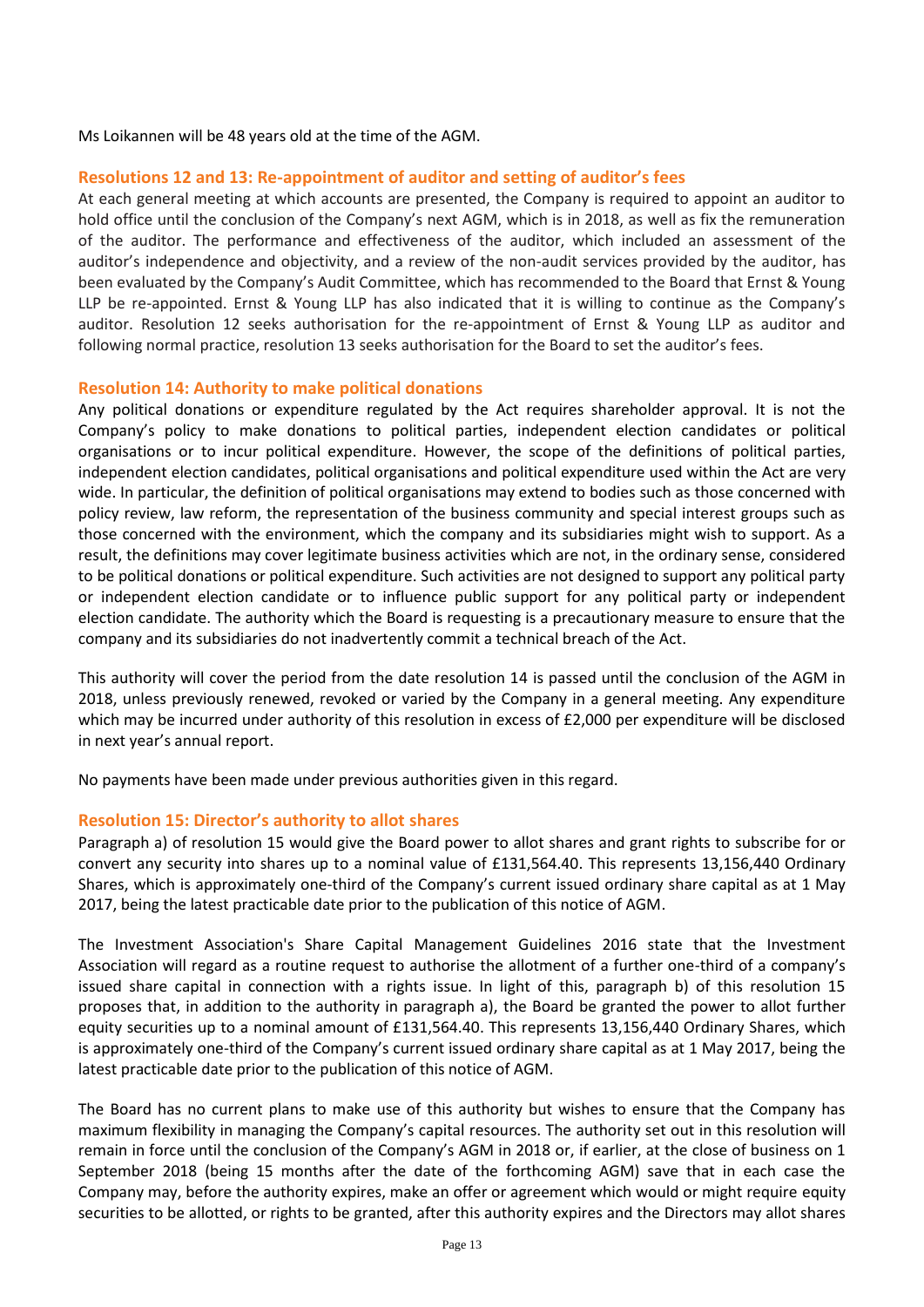Ms Loikannen will be 48 years old at the time of the AGM.

### Resolutions 12 and 13: Re-appointment of auditor and setting of auditor's fees

At each general meeting at which accounts are presented, the Company is required to appoint an auditor to hold office until the conclusion of the Company's next AGM, which is in 2018, as well as fix the remuneration of the auditor. The performance and effectiveness of the auditor, which included an assessment of the auditor's independence and objectivity, and a review of the non-audit services provided by the auditor, has been evaluated by the Company's Audit Committee, which has recommended to the Board that Ernst & Young LLP be re-appointed. Ernst & Young LLP has also indicated that it is willing to continue as the Company's auditor. Resolution 12 seeks authorisation for the re-appointment of Ernst & Young LLP as auditor and following normal practice, resolution 13 seeks authorisation for the Board to set the auditor's fees.

### Resolution 14: Authority to make political donations

Any political donations or expenditure regulated by the Act requires shareholder approval. It is not the Company's policy to make donations to political parties, independent election candidates or political organisations or to incur political expenditure. However, the scope of the definitions of political parties, independent election candidates, political organisations and political expenditure used within the Act are very wide. In particular, the definition of political organisations may extend to bodies such as those concerned with policy review, law reform, the representation of the business community and special interest groups such as those concerned with the environment, which the company and its subsidiaries might wish to support. As a result, the definitions may cover legitimate business activities which are not, in the ordinary sense, considered to be political donations or political expenditure. Such activities are not designed to support any political party or independent election candidate or to influence public support for any political party or independent election candidate. The authority which the Board is requesting is a precautionary measure to ensure that the company and its subsidiaries do not inadvertently commit a technical breach of the Act.

This authority will cover the period from the date resolution 14 is passed until the conclusion of the AGM in 2018, unless previously renewed, revoked or varied by the Company in a general meeting. Any expenditure which may be incurred under authority of this resolution in excess of £2,000 per expenditure will be disclosed in next year's annual report.

No payments have been made under previous authorities given in this regard.

### Resolution 15: Director's authority to allot shares

Paragraph a) of resolution 15 would give the Board power to allot shares and grant rights to subscribe for or convert any security into shares up to a nominal value of £131,564.40. This represents 13,156,440 Ordinary Shares, which is approximately one-third of the Company's current issued ordinary share capital as at 1 May 2017, being the latest practicable date prior to the publication of this notice of AGM.

The Investment Association's Share Capital Management Guidelines 2016 state that the Investment Association will regard as a routine request to authorise the allotment of a further one-third of a company's issued share capital in connection with a rights issue. In light of this, paragraph b) of this resolution 15 proposes that, in addition to the authority in paragraph a), the Board be granted the power to allot further equity securities up to a nominal amount of £131,564.40. This represents 13,156,440 Ordinary Shares, which is approximately one-third of the Company's current issued ordinary share capital as at 1 May 2017, being the latest practicable date prior to the publication of this notice of AGM.

The Board has no current plans to make use of this authority but wishes to ensure that the Company has maximum flexibility in managing the Company's capital resources. The authority set out in this resolution will remain in force until the conclusion of the Company's AGM in 2018 or, if earlier, at the close of business on 1 September 2018 (being 15 months after the date of the forthcoming AGM) save that in each case the Company may, before the authority expires, make an offer or agreement which would or might require equity securities to be allotted, or rights to be granted, after this authority expires and the Directors may allot shares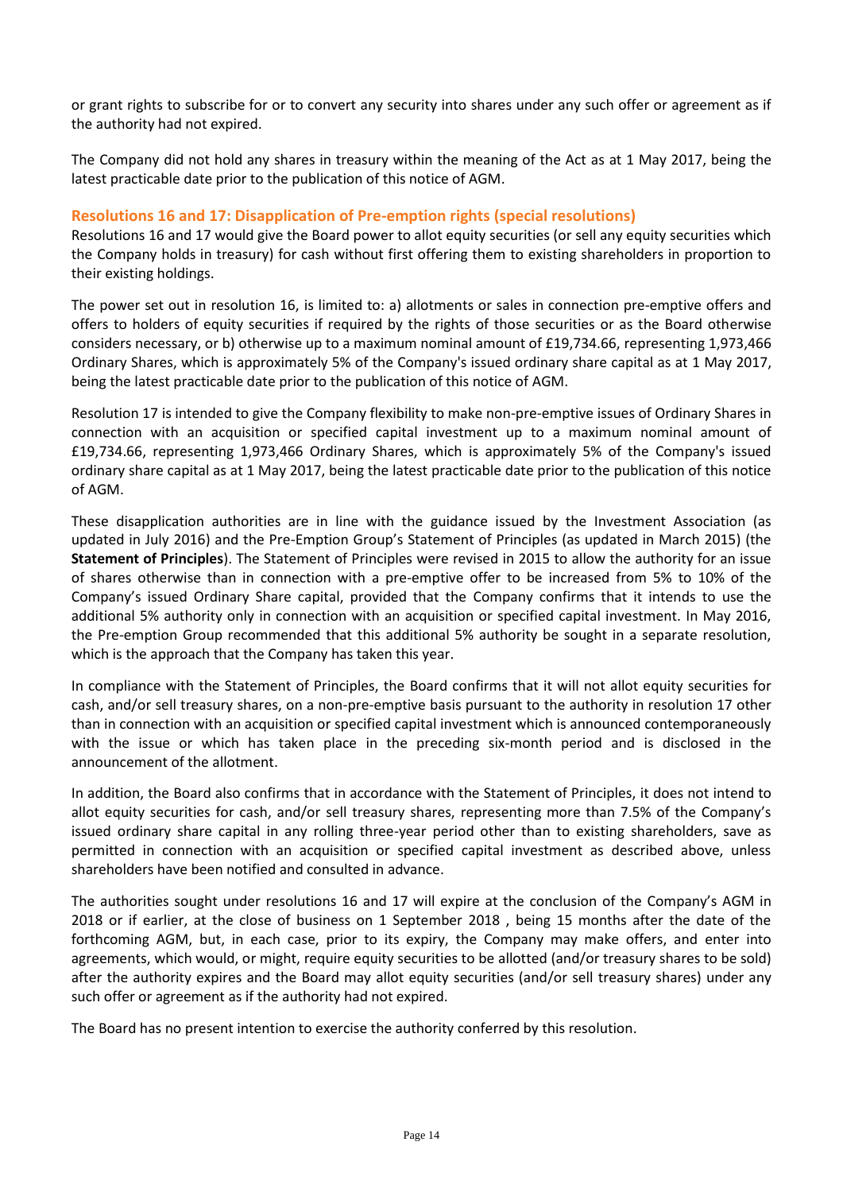or grant rights to subscribe for or to convert any security into shares under any such offer or agreement as if the authority had not expired.

The Company did not hold any shares in treasury within the meaning of the Act as at 1 May 2017, being the latest practicable date prior to the publication of this notice of AGM.

### Resolutions 16 and 17: Disapplication of Pre-emption rights (special resolutions)

Resolutions 16 and 17 would give the Board power to allot equity securities (or sell any equity securities which the Company holds in treasury) for cash without first offering them to existing shareholders in proportion to their existing holdings.

The power set out in resolution 16, is limited to: a) allotments or sales in connection pre-emptive offers and offers to holders of equity securities if required by the rights of those securities or as the Board otherwise considers necessary, or b) otherwise up to a maximum nominal amount of £19,734.66, representing 1,973,466 Ordinary Shares, which is approximately 5% of the Company's issued ordinary share capital as at 1 May 2017, being the latest practicable date prior to the publication of this notice of AGM.

Resolution 17 is intended to give the Company flexibility to make non-pre-emptive issues of Ordinary Shares in connection with an acquisition or specified capital investment up to a maximum nominal amount of £19,734.66, representing 1,973,466 Ordinary Shares, which is approximately 5% of the Company's issued ordinary share capital as at 1 May 2017, being the latest practicable date prior to the publication of this notice of AGM.

These disapplication authorities are in line with the guidance issued by the Investment Association (as updated in July 2016) and the Pre-Emption Group's Statement of Principles (as updated in March 2015) (the **Statement of Principles**). The Statement of Principles were revised in 2015 to allow the authority for an issue of shares otherwise than in connection with a pre-emptive offer to be increased from 5% to 10% of the Company's issued Ordinary Share capital, provided that the Company confirms that it intends to use the additional 5% authority only in connection with an acquisition or specified capital investment. In May 2016, the Pre-emption Group recommended that this additional 5% authority be sought in a separate resolution, which is the approach that the Company has taken this year.

In compliance with the Statement of Principles, the Board confirms that it will not allot equity securities for cash, and/or sell treasury shares, on a non-pre-emptive basis pursuant to the authority in resolution 17 other than in connection with an acquisition or specified capital investment which is announced contemporaneously with the issue or which has taken place in the preceding six-month period and is disclosed in the announcement of the allotment.

In addition, the Board also confirms that in accordance with the Statement of Principles, it does not intend to allot equity securities for cash, and/or sell treasury shares, representing more than 7.5% of the Company's issued ordinary share capital in any rolling three-year period other than to existing shareholders, save as permitted in connection with an acquisition or specified capital investment as described above, unless shareholders have been notified and consulted in advance.

The authorities sought under resolutions 16 and 17 will expire at the conclusion of the Company's AGM in 2018 or if earlier, at the close of business on 1 September 2018 , being 15 months after the date of the forthcoming AGM, but, in each case, prior to its expiry, the Company may make offers, and enter into agreements, which would, or might, require equity securities to be allotted (and/or treasury shares to be sold) after the authority expires and the Board may allot equity securities (and/or sell treasury shares) under any such offer or agreement as if the authority had not expired.

The Board has no present intention to exercise the authority conferred by this resolution.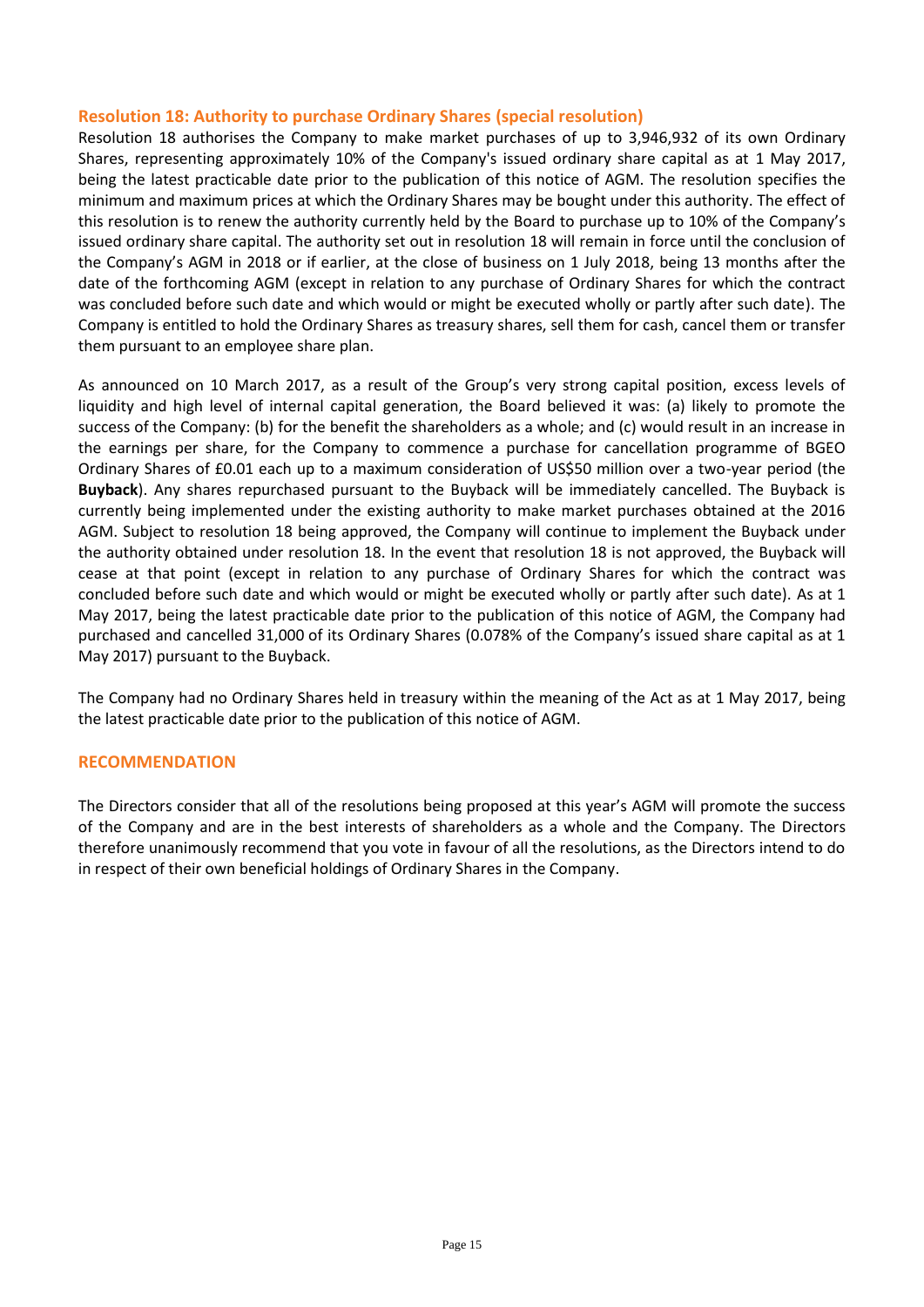### Resolution 18: Authority to purchase Ordinary Shares (special resolution)

Resolution 18 authorises the Company to make market purchases of up to 3,946,932 of its own Ordinary Shares, representing approximately 10% of the Company's issued ordinary share capital as at 1 May 2017, being the latest practicable date prior to the publication of this notice of AGM. The resolution specifies the minimum and maximum prices at which the Ordinary Shares may be bought under this authority. The effect of this resolution is to renew the authority currently held by the Board to purchase up to 10% of the Company's issued ordinary share capital. The authority set out in resolution 18 will remain in force until the conclusion of the Company's AGM in 2018 or if earlier, at the close of business on 1 July 2018, being 13 months after the date of the forthcoming AGM (except in relation to any purchase of Ordinary Shares for which the contract was concluded before such date and which would or might be executed wholly or partly after such date). The Company is entitled to hold the Ordinary Shares as treasury shares, sell them for cash, cancel them or transfer them pursuant to an employee share plan.

As announced on 10 March 2017, as a result of the Group's very strong capital position, excess levels of liquidity and high level of internal capital generation, the Board believed it was: (a) likely to promote the success of the Company: (b) for the benefit the shareholders as a whole; and (c) would result in an increase in the earnings per share, for the Company to commence a purchase for cancellation programme of BGEO Ordinary Shares of £0.01 each up to a maximum consideration of US$50 million over a two-year period (the **Buyback**). Any shares repurchased pursuant to the Buyback will be immediately cancelled. The Buyback is currently being implemented under the existing authority to make market purchases obtained at the 2016 AGM. Subject to resolution 18 being approved, the Company will continue to implement the Buyback under the authority obtained under resolution 18. In the event that resolution 18 is not approved, the Buyback will cease at that point (except in relation to any purchase of Ordinary Shares for which the contract was concluded before such date and which would or might be executed wholly or partly after such date). As at 1 May 2017, being the latest practicable date prior to the publication of this notice of AGM, the Company had purchased and cancelled 31,000 of its Ordinary Shares (0.078% of the Company's issued share capital as at 1 May 2017) pursuant to the Buyback.

The Company had no Ordinary Shares held in treasury within the meaning of the Act as at 1 May 2017, being the latest practicable date prior to the publication of this notice of AGM.

### RECOMMENDATION

The Directors consider that all of the resolutions being proposed at this year's AGM will promote the success of the Company and are in the best interests of shareholders as a whole and the Company. The Directors therefore unanimously recommend that you vote in favour of all the resolutions, as the Directors intend to do in respect of their own beneficial holdings of Ordinary Shares in the Company.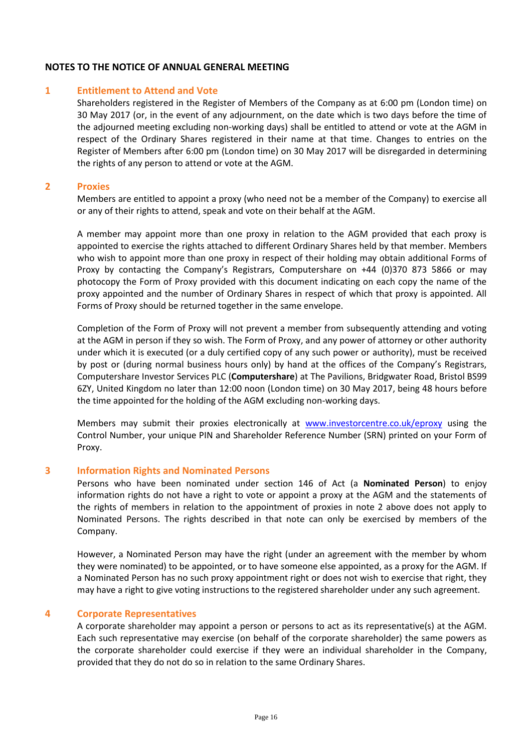## NOTES TO THE NOTICE OF ANNUAL GENERAL MEETING

### 1 Entitlement to Attend and Vote

Shareholders registered in the Register of Members of the Company as at 6:00 pm (London time) on 30 May 2017 (or, in the event of any adjournment, on the date which is two days before the time of the adjourned meeting excluding non-working days) shall be entitled to attend or vote at the AGM in respect of the Ordinary Shares registered in their name at that time. Changes to entries on the Register of Members after 6:00 pm (London time) on 30 May 2017 will be disregarded in determining the rights of any person to attend or vote at the AGM.

### 2 Proxies

Members are entitled to appoint a proxy (who need not be a member of the Company) to exercise all or any of their rights to attend, speak and vote on their behalf at the AGM.

A member may appoint more than one proxy in relation to the AGM provided that each proxy is appointed to exercise the rights attached to different Ordinary Shares held by that member. Members who wish to appoint more than one proxy in respect of their holding may obtain additional Forms of Proxy by contacting the Company's Registrars, Computershare on +44 (0)370 873 5866 or may photocopy the Form of Proxy provided with this document indicating on each copy the name of the proxy appointed and the number of Ordinary Shares in respect of which that proxy is appointed. All Forms of Proxy should be returned together in the same envelope.

Completion of the Form of Proxy will not prevent a member from subsequently attending and voting at the AGM in person if they so wish. The Form of Proxy, and any power of attorney or other authority under which it is executed (or a duly certified copy of any such power or authority), must be received by post or (during normal business hours only) by hand at the offices of the Company's Registrars, Computershare Investor Services PLC (**Computershare**) at The Pavilions, Bridgwater Road, Bristol BS99 6ZY, United Kingdom no later than 12:00 noon (London time) on 30 May 2017, being 48 hours before the time appointed for the holding of the AGM excluding non-working days.

Members may submit their proxies electronically at www.investorcentre.co.uk/eproxy using the Control Number, your unique PIN and Shareholder Reference Number (SRN) printed on your Form of Proxy.

### 3 Information Rights and Nominated Persons

Persons who have been nominated under section 146 of Act (a **Nominated Person**) to enjoy information rights do not have a right to vote or appoint a proxy at the AGM and the statements of the rights of members in relation to the appointment of proxies in note 2 above does not apply to Nominated Persons. The rights described in that note can only be exercised by members of the Company.

However, a Nominated Person may have the right (under an agreement with the member by whom they were nominated) to be appointed, or to have someone else appointed, as a proxy for the AGM. If a Nominated Person has no such proxy appointment right or does not wish to exercise that right, they may have a right to give voting instructions to the registered shareholder under any such agreement.

### 4 Corporate Representatives

A corporate shareholder may appoint a person or persons to act as its representative(s) at the AGM. Each such representative may exercise (on behalf of the corporate shareholder) the same powers as the corporate shareholder could exercise if they were an individual shareholder in the Company, provided that they do not do so in relation to the same Ordinary Shares.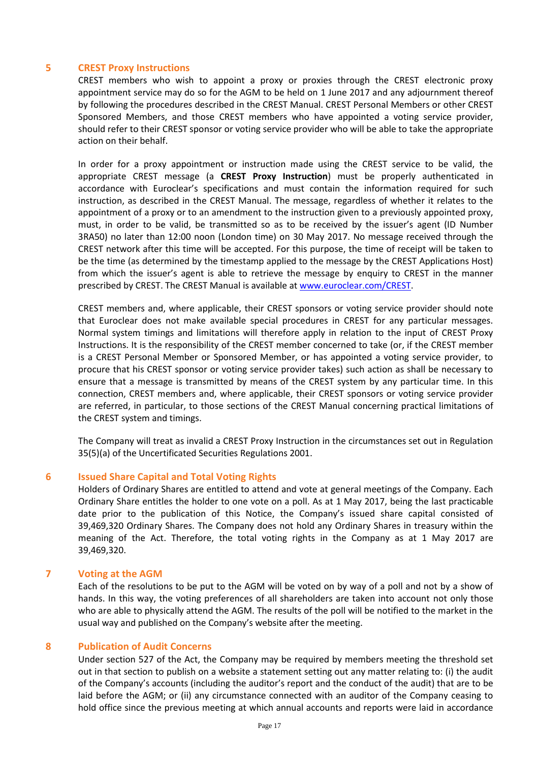## 5 CREST Proxy Instructions

CREST members who wish to appoint a proxy or proxies through the CREST electronic proxy appointment service may do so for the AGM to be held on 1 June 2017 and any adjournment thereof by following the procedures described in the CREST Manual. CREST Personal Members or other CREST Sponsored Members, and those CREST members who have appointed a voting service provider, should refer to their CREST sponsor or voting service provider who will be able to take the appropriate action on their behalf.

In order for a proxy appointment or instruction made using the CREST service to be valid, the appropriate CREST message (a **CREST Proxy Instruction**) must be properly authenticated in accordance with Euroclear's specifications and must contain the information required for such instruction, as described in the CREST Manual. The message, regardless of whether it relates to the appointment of a proxy or to an amendment to the instruction given to a previously appointed proxy, must, in order to be valid, be transmitted so as to be received by the issuer's agent (ID Number 3RA50) no later than 12:00 noon (London time) on 30 May 2017. No message received through the CREST network after this time will be accepted. For this purpose, the time of receipt will be taken to be the time (as determined by the timestamp applied to the message by the CREST Applications Host) from which the issuer's agent is able to retrieve the message by enquiry to CREST in the manner prescribed by CREST. The CREST Manual is available at www.euroclear.com/CREST.

CREST members and, where applicable, their CREST sponsors or voting service provider should note that Euroclear does not make available special procedures in CREST for any particular messages. Normal system timings and limitations will therefore apply in relation to the input of CREST Proxy Instructions. It is the responsibility of the CREST member concerned to take (or, if the CREST member is a CREST Personal Member or Sponsored Member, or has appointed a voting service provider, to procure that his CREST sponsor or voting service provider takes) such action as shall be necessary to ensure that a message is transmitted by means of the CREST system by any particular time. In this connection, CREST members and, where applicable, their CREST sponsors or voting service provider are referred, in particular, to those sections of the CREST Manual concerning practical limitations of the CREST system and timings.

The Company will treat as invalid a CREST Proxy Instruction in the circumstances set out in Regulation 35(5)(a) of the Uncertificated Securities Regulations 2001.

## 6 Issued Share Capital and Total Voting Rights

Holders of Ordinary Shares are entitled to attend and vote at general meetings of the Company. Each Ordinary Share entitles the holder to one vote on a poll. As at 1 May 2017, being the last practicable date prior to the publication of this Notice, the Company's issued share capital consisted of 39,469,320 Ordinary Shares. The Company does not hold any Ordinary Shares in treasury within the meaning of the Act. Therefore, the total voting rights in the Company as at 1 May 2017 are 39,469,320.

## 7 Voting at the AGM

Each of the resolutions to be put to the AGM will be voted on by way of a poll and not by a show of hands. In this way, the voting preferences of all shareholders are taken into account not only those who are able to physically attend the AGM. The results of the poll will be notified to the market in the usual way and published on the Company's website after the meeting.

## 8 Publication of Audit Concerns

Under section 527 of the Act, the Company may be required by members meeting the threshold set out in that section to publish on a website a statement setting out any matter relating to: (i) the audit of the Company's accounts (including the auditor's report and the conduct of the audit) that are to be laid before the AGM; or (ii) any circumstance connected with an auditor of the Company ceasing to hold office since the previous meeting at which annual accounts and reports were laid in accordance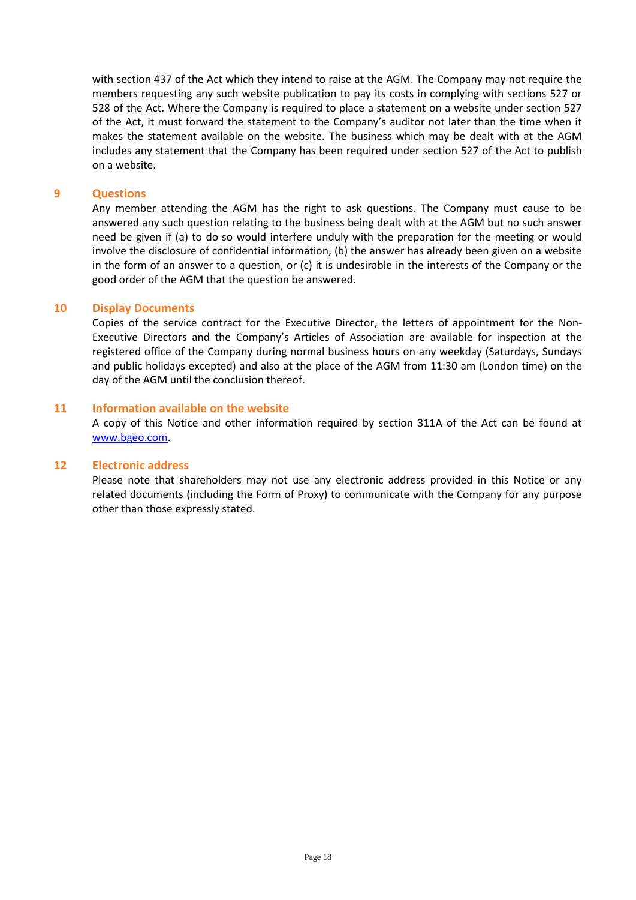with section 437 of the Act which they intend to raise at the AGM. The Company may not require the members requesting any such website publication to pay its costs in complying with sections 527 or 528 of the Act. Where the Company is required to place a statement on a website under section 527 of the Act, it must forward the statement to the Company's auditor not later than the time when it makes the statement available on the website. The business which may be dealt with at the AGM includes any statement that the Company has been required under section 527 of the Act to publish on a website.

## 9 Questions

Any member attending the AGM has the right to ask questions. The Company must cause to be answered any such question relating to the business being dealt with at the AGM but no such answer need be given if (a) to do so would interfere unduly with the preparation for the meeting or would involve the disclosure of confidential information, (b) the answer has already been given on a website in the form of an answer to a question, or (c) it is undesirable in the interests of the Company or the good order of the AGM that the question be answered.

## 10 Display Documents

Copies of the service contract for the Executive Director, the letters of appointment for the Non-Executive Directors and the Company's Articles of Association are available for inspection at the registered office of the Company during normal business hours on any weekday (Saturdays, Sundays and public holidays excepted) and also at the place of the AGM from 11:30 am (London time) on the day of the AGM until the conclusion thereof.

## 11 Information available on the website

A copy of this Notice and other information required by section 311A of the Act can be found at www.bgeo.com.

## 12 Electronic address

Please note that shareholders may not use any electronic address provided in this Notice or any related documents (including the Form of Proxy) to communicate with the Company for any purpose other than those expressly stated.